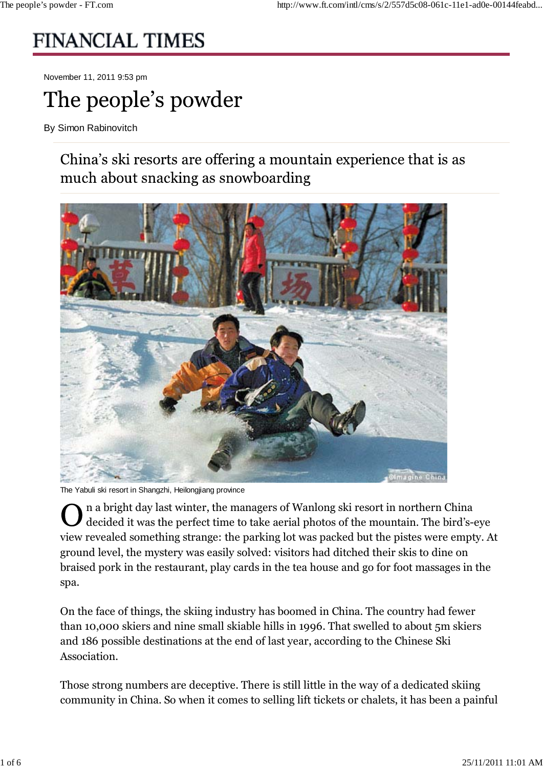# FINANCIAL TIMES

November 11, 2011 9:53 pm

# The people's powder

By Simon Rabinovitch

## China's ski resorts are offering a mountain experience that is as much about snacking as snowboarding

The Yabuli ski resort in Shangzhi, Heilongjiang province

On a bright day last winter, the managers of Wanlong ski resort in northern China decided it was the perfect time to take aerial photos of the mountain. The bird's-eye view revealed something strange: the parking lot was packed but the pistes were empty. At ground level, the mystery was easily solved: visitors had ditched their skis to dine on braised pork in the restaurant, play cards in the tea house and go for foot massages in the spa.

On the face of things, the skiing industry has boomed in China. The country had fewer than 10,000 skiers and nine small skiable hills in 1996. That swelled to about 5m skiers and 186 possible destinations at the end of last year, according to the Chinese Ski Association.

Those strong numbers are deceptive. There is still little in the way of a dedicated skiing community in China. So when it comes to selling lift tickets or chalets, it has been a painful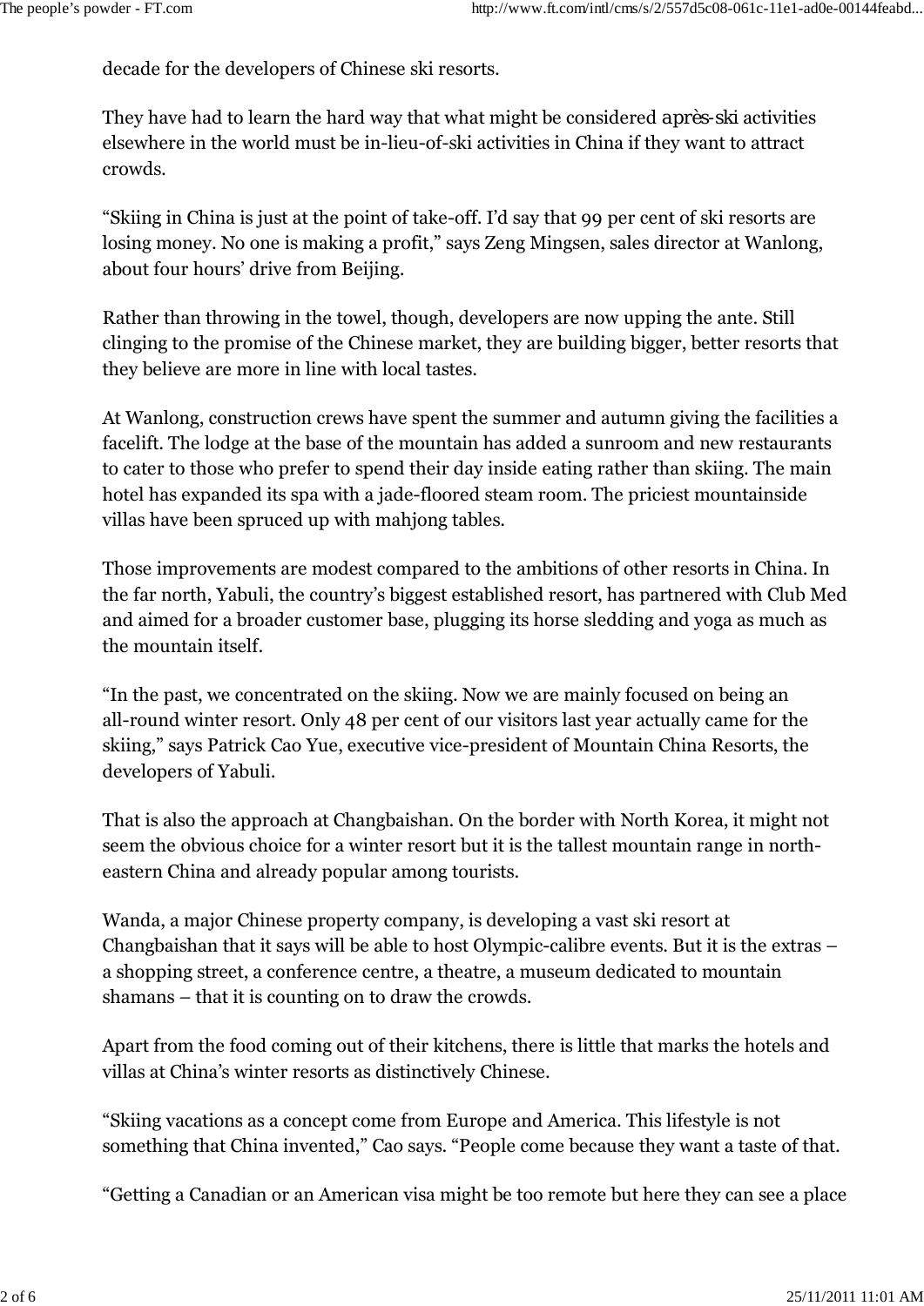decade for the developers of Chinese ski resorts.

They have had to learn the hard way that what might be considered *après-ski* activities elsewhere in the world must be in-lieu-of-ski activities in China if they want to attract crowds.

"Skiing in China is just at the point of take-off. I'd say that 99 per cent of ski resorts are losing money. No one is making a profit," says Zeng Mingsen, sales director at Wanlong, about four hours' drive from Beijing.

Rather than throwing in the towel, though, developers are now upping the ante. Still clinging to the promise of the Chinese market, they are building bigger, better resorts that they believe are more in line with local tastes.

At Wanlong, construction crews have spent the summer and autumn giving the facilities a facelift. The lodge at the base of the mountain has added a sunroom and new restaurants to cater to those who prefer to spend their day inside eating rather than skiing. The main hotel has expanded its spa with a jade-floored steam room. The priciest mountainside villas have been spruced up with mahjong tables.

Those improvements are modest compared to the ambitions of other resorts in China. In the far north, Yabuli, the country's biggest established resort, has partnered with Club Med and aimed for a broader customer base, plugging its horse sledding and yoga as much as the mountain itself.

"In the past, we concentrated on the skiing. Now we are mainly focused on being an all-round winter resort. Only 48 per cent of our visitors last year actually came for the skiing," says Patrick Cao Yue, executive vice-president of Mountain China Resorts, the developers of Yabuli.

That is also the approach at Changbaishan. On the border with North Korea, it might not seem the obvious choice for a winter resort but it is the tallest mountain range in north-eastern China and already popular among tourists.

Wanda, a major Chinese property company, is developing a vast ski resort at Changbaishan that it says will be able to host Olympic-calibre events. But it is the extras – a shopping street, a conference centre, a theatre, a museum dedicated to mountain shamans – that it is counting on to draw the crowds.

Apart from the food coming out of their kitchens, there is little that marks the hotels and villas at China's winter resorts as distinctively Chinese.

"Skiing vacations as a concept come from Europe and America. This lifestyle is not something that China invented," Cao says. "People come because they want a taste of that.

"Getting a Canadian or an American visa might be too remote but here they can see a place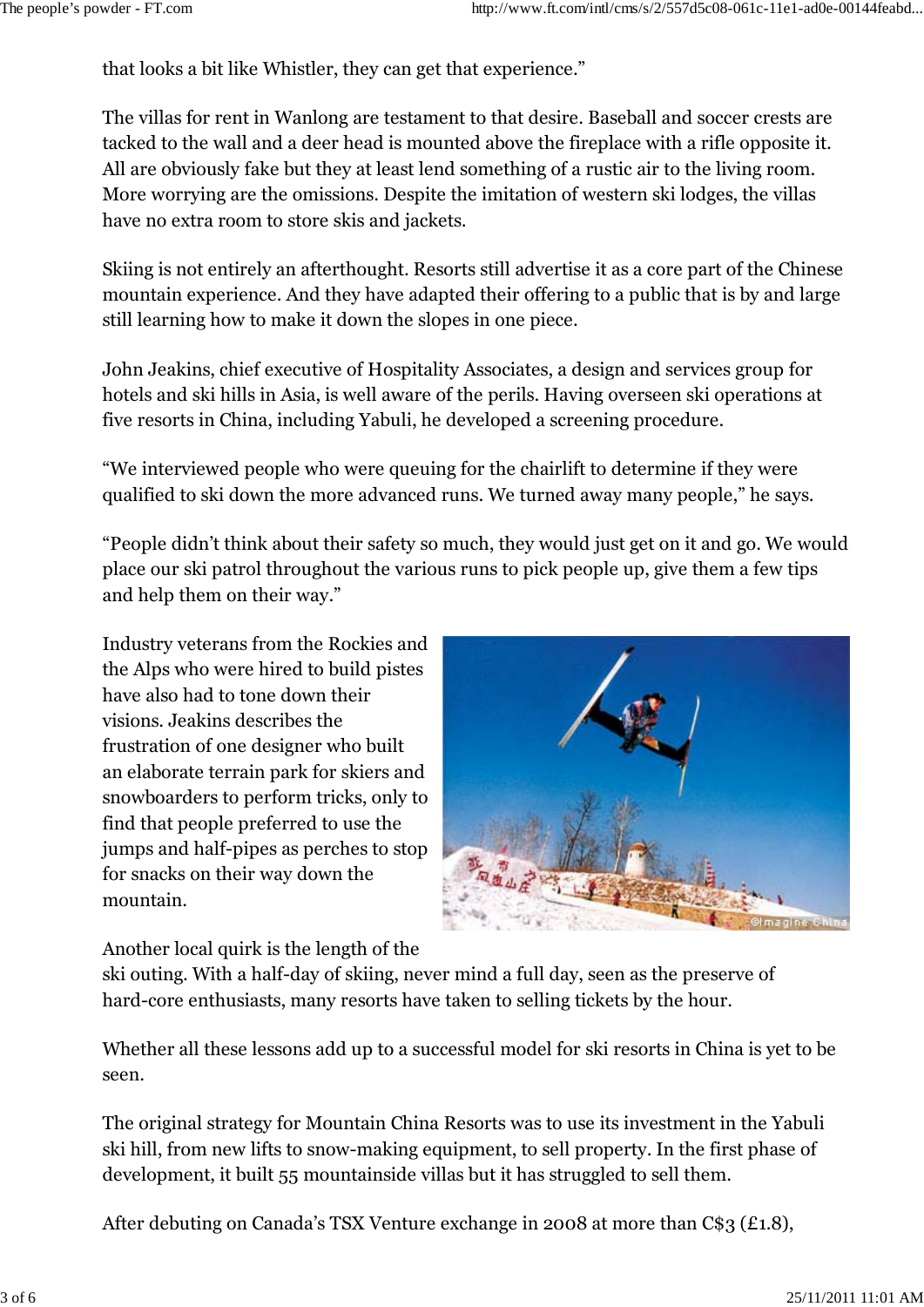that looks a bit like Whistler, they can get that experience."

The villas for rent in Wanlong are testament to that desire. Baseball and soccer crests are tacked to the wall and a deer head is mounted above the fireplace with a rifle opposite it. All are obviously fake but they at least lend something of a rustic air to the living room. More worrying are the omissions. Despite the imitation of western ski lodges, the villas have no extra room to store skis and jackets.

Skiing is not entirely an afterthought. Resorts still advertise it as a core part of the Chinese mountain experience. And they have adapted their offering to a public that is by and large still learning how to make it down the slopes in one piece.

John Jeakins, chief executive of Hospitality Associates, a design and services group for hotels and ski hills in Asia, is well aware of the perils. Having overseen ski operations at five resorts in China, including Yabuli, he developed a screening procedure.

"We interviewed people who were queuing for the chairlift to determine if they were qualified to ski down the more advanced runs. We turned away many people," he says.

"People didn't think about their safety so much, they would just get on it and go. We would place our ski patrol throughout the various runs to pick people up, give them a few tips and help them on their way."

Industry veterans from the Rockies and the Alps who were hired to build pistes have also had to tone down their visions. Jeakins describes the frustration of one designer who built an elaborate terrain park for skiers and snowboarders to perform tricks, only to find that people preferred to use the jumps and half-pipes as perches to stop for snacks on their way down the mountain.

Another local quirk is the length of the ski outing. With a half-day of skiing, never mind a full day, seen as the preserve of hard-core enthusiasts, many resorts have taken to selling tickets by the hour.

Whether all these lessons add up to a successful model for ski resorts in China is yet to be seen.

The original strategy for Mountain China Resorts was to use its investment in the Yabuli ski hill, from new lifts to snow-making equipment, to sell property. In the first phase of development, it built 55 mountainside villas but it has struggled to sell them.

After debuting on Canada's TSX Venture exchange in 2008 at more than C$3 (£1.8),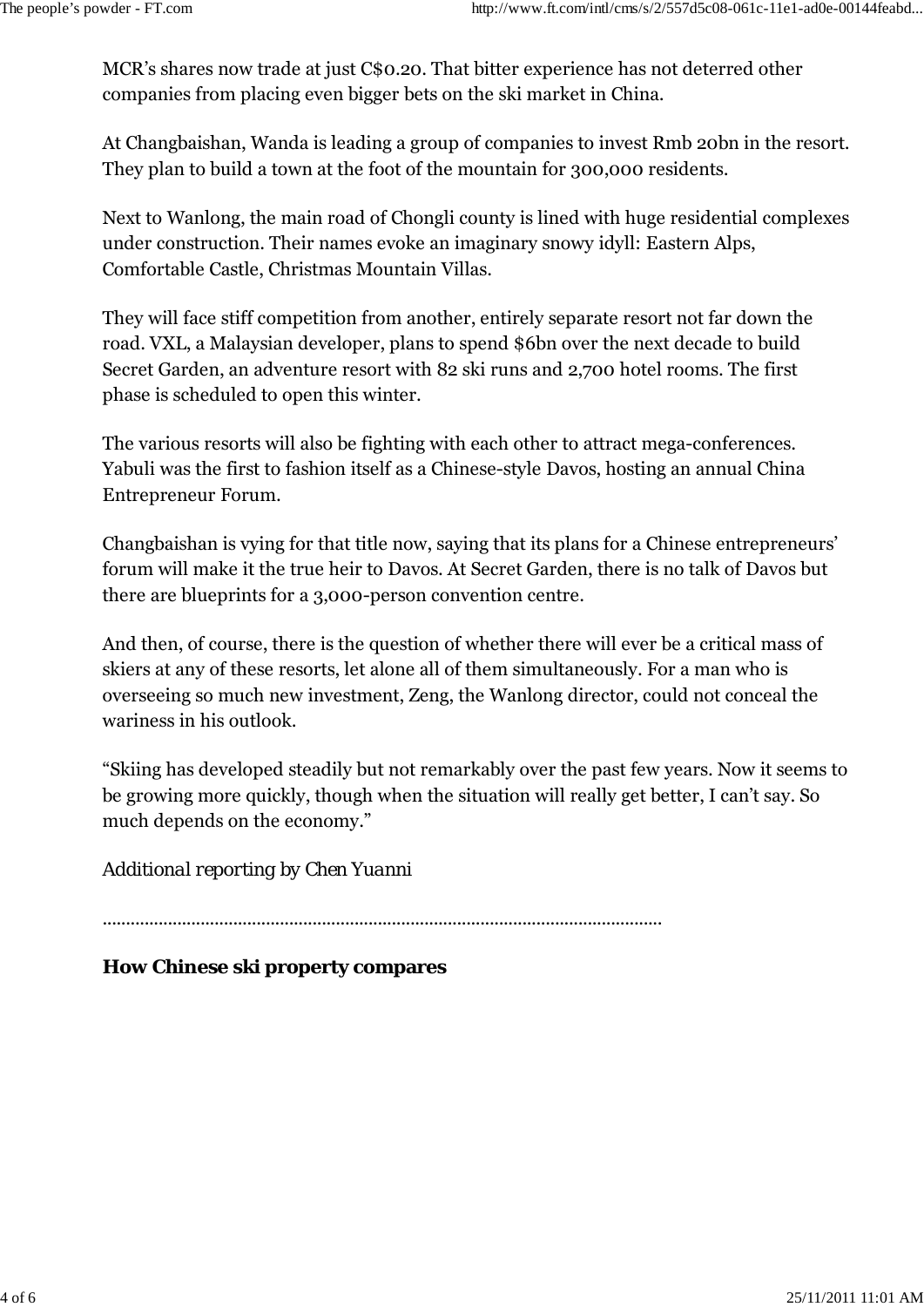MCR's shares now trade at just C$0.20. That bitter experience has not deterred other companies from placing even bigger bets on the ski market in China.

At Changbaishan, Wanda is leading a group of companies to invest Rmb 20bn in the resort. They plan to build a town at the foot of the mountain for 300,000 residents.

Next to Wanlong, the main road of Chongli county is lined with huge residential complexes under construction. Their names evoke an imaginary snowy idyll: Eastern Alps, Comfortable Castle, Christmas Mountain Villas.

They will face stiff competition from another, entirely separate resort not far down the road. VXL, a Malaysian developer, plans to spend $6bn over the next decade to build Secret Garden, an adventure resort with 82 ski runs and 2,700 hotel rooms. The first phase is scheduled to open this winter.

The various resorts will also be fighting with each other to attract mega-conferences. Yabuli was the first to fashion itself as a Chinese-style Davos, hosting an annual China Entrepreneur Forum.

Changbaishan is vying for that title now, saying that its plans for a Chinese entrepreneurs' forum will make it the true heir to Davos. At Secret Garden, there is no talk of Davos but there are blueprints for a 3,000-person convention centre.

And then, of course, there is the question of whether there will ever be a critical mass of skiers at any of these resorts, let alone all of them simultaneously. For a man who is overseeing so much new investment, Zeng, the Wanlong director, could not conceal the wariness in his outlook.

"Skiing has developed steadily but not remarkably over the past few years. Now it seems to be growing more quickly, though when the situation will really get better, I can't say. So much depends on the economy."

*Additional reporting by Chen Yuanni*

.......................................................................................................................

**How Chinese ski property compares**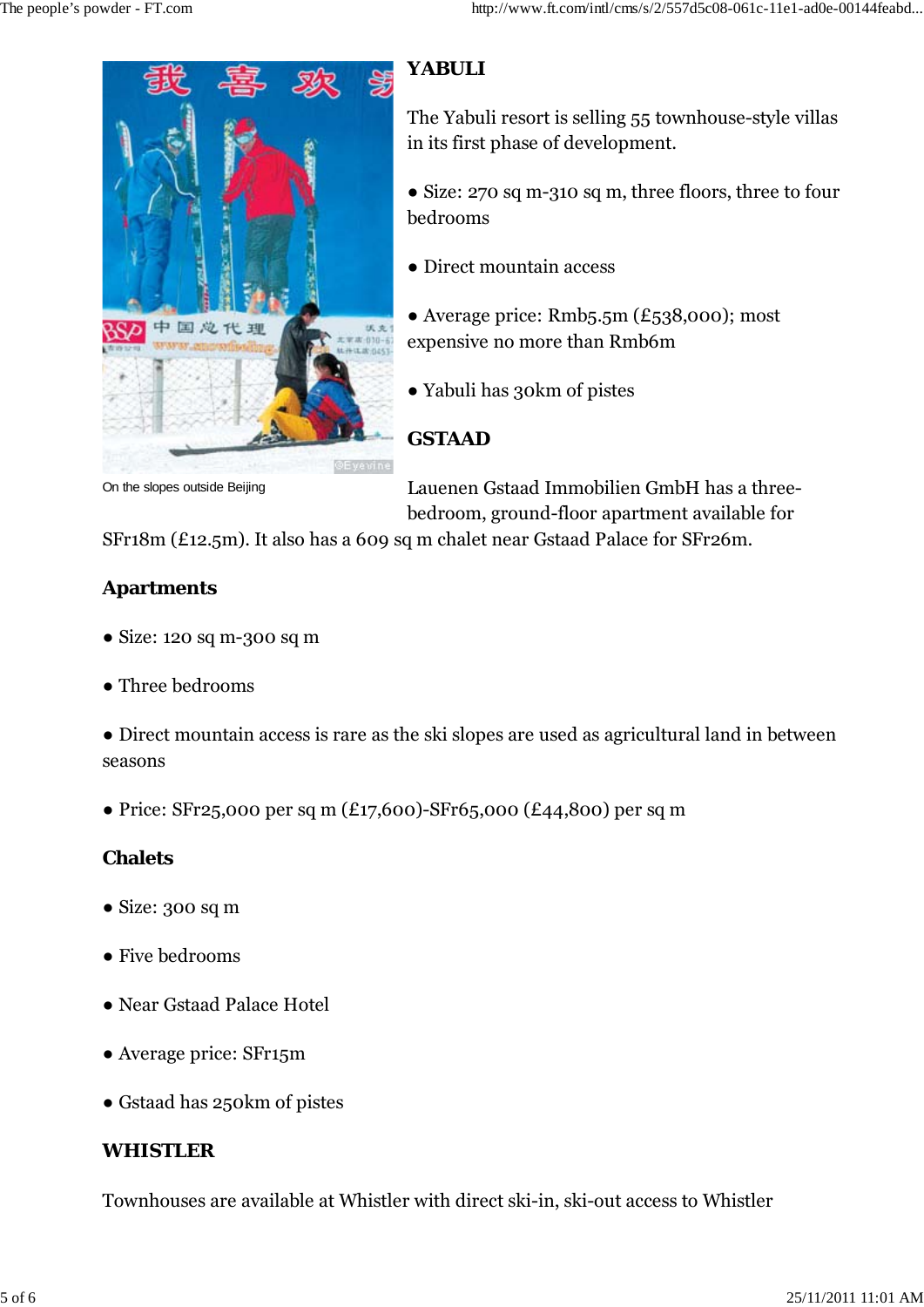On the slopes outside Beijing

## YABULI

The Yabuli resort is selling 55 townhouse-style villas in its first phase of development.

- Size: 270 sq m-310 sq m, three floors, three to four bedrooms
- Direct mountain access
- Average price: Rmb5.5m (£538,000); most expensive no more than Rmb6m
- Yabuli has 30km of pistes

## GSTAAD

Lauenen Gstaad Immobilien GmbH has a three-bedroom, ground-floor apartment available for SFr18m (£12.5m). It also has a 609 sq m chalet near Gstaad Palace for SFr26m.

### Apartments

- Size: 120 sq m-300 sq m
- Three bedrooms
- Direct mountain access is rare as the ski slopes are used as agricultural land in between seasons
- Price: SFr25,000 per sq m (£17,600)-SFr65,000 (£44,800) per sq m

### Chalets

- Size: 300 sq m
- Five bedrooms
- Near Gstaad Palace Hotel
- Average price: SFr15m
- Gstaad has 250km of pistes

## WHISTLER

Townhouses are available at Whistler with direct ski-in, ski-out access to Whistler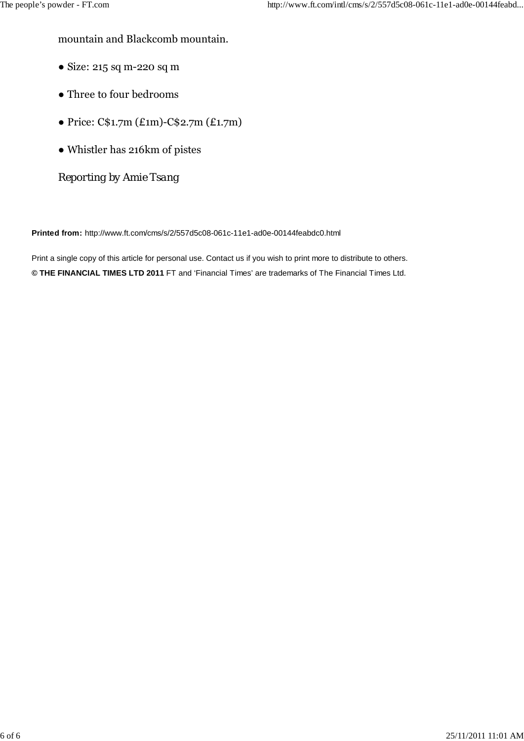mountain and Blackcomb mountain.

- Size: 215 sq m-220 sq m
- Three to four bedrooms
- Price: C$1.7m (£1m)-C$2.7m (£1.7m)
- Whistler has 216km of pistes

*Reporting by Amie Tsang*

**Printed from:** http://www.ft.com/cms/s/2/557d5c08-061c-11e1-ad0e-00144feabdc0.html

Print a single copy of this article for personal use. Contact us if you wish to print more to distribute to others.

**© THE FINANCIAL TIMES LTD 2011** FT and 'Financial Times' are trademarks of The Financial Times Ltd.